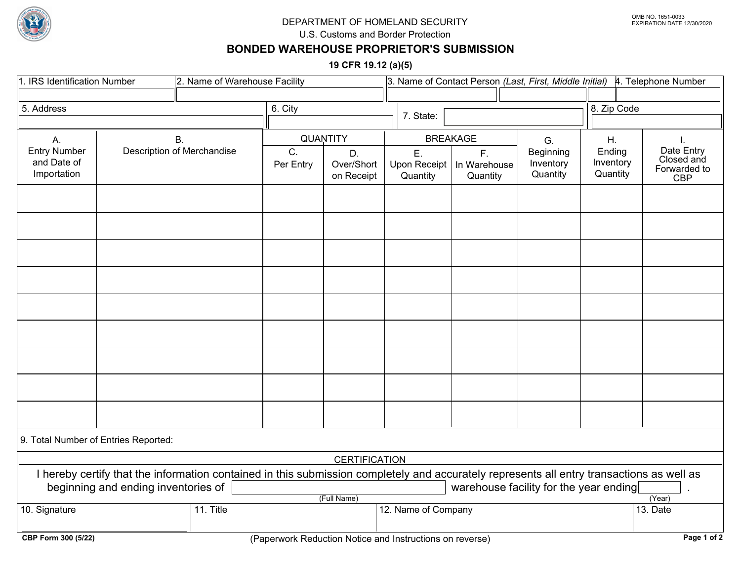OMB NO. 1651-0033
EXPIRATION DATE 12/30/2020

DEPARTMENT OF HOMELAND SECURITY
U.S. Customs and Border Protection

# BONDED WAREHOUSE PROPRIETOR'S SUBMISSION

**19 CFR 19.12 (a)(5)**

| 1. IRS Identification Number | 2. Name of Warehouse Facility | 3. Name of Contact Person *(Last, First, Middle Initial)* | 4. Telephone Number |
|---|---|---|---|
| | | | |

| 5. Address | 6. City | 7. State: | 8. Zip Code |
|---|---|---|---|
| | | | |

| A. Entry Number and Date of Importation | B. Description of Merchandise | QUANTITY | | BREAKAGE | | G. Beginning Inventory Quantity | H. Ending Inventory Quantity | I. Date Entry Closed and Forwarded to CBP |
|---|---|---|---|---|---|---|---|---|
| | | C. Per Entry | D. Over/Short on Receipt | E. Upon Receipt Quantity | F. In Warehouse Quantity | | | |
| | | | | | | | | |
| | | | | | | | | |
| | | | | | | | | |
| | | | | | | | | |
| | | | | | | | | |
| | | | | | | | | |
| | | | | | | | | |
| | | | | | | | | |
| | | | | | | | | |

9. Total Number of Entries Reported:

## CERTIFICATION

I hereby certify that the information contained in this submission completely and accurately represents all entry transactions as well as beginning and ending inventories of ______________ (Full Name) warehouse facility for the year ending ______ (Year) .

| 10. Signature | 11. Title | 12. Name of Company | 13. Date |
|---|---|---|---|
| | | | |

CBP Form 300 (5/22)

(Paperwork Reduction Notice and Instructions on reverse)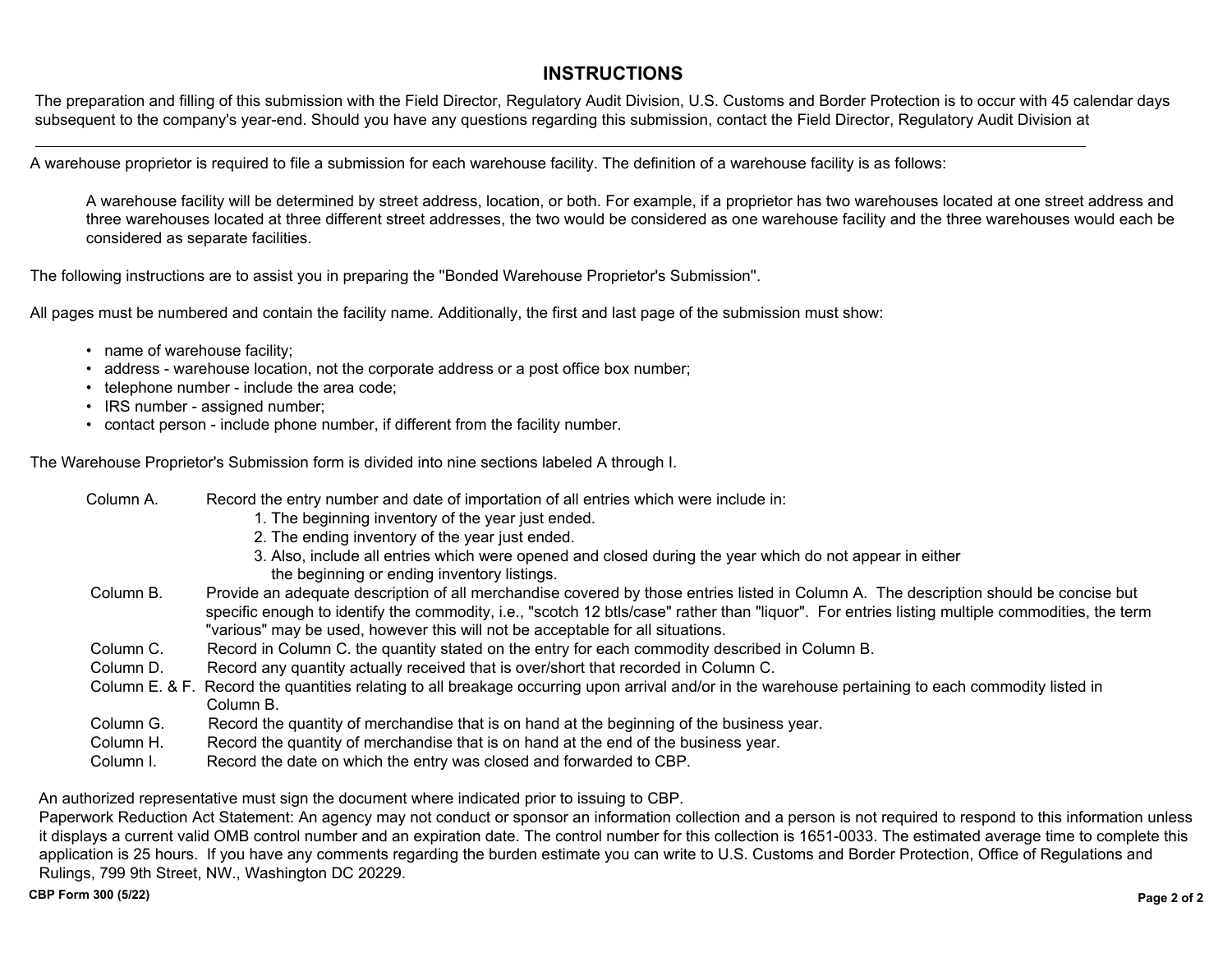# INSTRUCTIONS

The preparation and filling of this submission with the Field Director, Regulatory Audit Division, U.S. Customs and Border Protection is to occur with 45 calendar days subsequent to the company's year-end. Should you have any questions regarding this submission, contact the Field Director, Regulatory Audit Division at

---

A warehouse proprietor is required to file a submission for each warehouse facility. The definition of a warehouse facility is as follows:

> A warehouse facility will be determined by street address, location, or both. For example, if a proprietor has two warehouses located at one street address and three warehouses located at three different street addresses, the two would be considered as one warehouse facility and the three warehouses would each be considered as separate facilities.

The following instructions are to assist you in preparing the "Bonded Warehouse Proprietor's Submission".

All pages must be numbered and contain the facility name. Additionally, the first and last page of the submission must show:

- name of warehouse facility;
- address - warehouse location, not the corporate address or a post office box number;
- telephone number - include the area code;
- IRS number - assigned number;
- contact person - include phone number, if different from the facility number.

The Warehouse Proprietor's Submission form is divided into nine sections labeled A through I.

Column A. Record the entry number and date of importation of all entries which were include in:
1. The beginning inventory of the year just ended.
2. The ending inventory of the year just ended.
3. Also, include all entries which were opened and closed during the year which do not appear in either the beginning or ending inventory listings.

Column B. Provide an adequate description of all merchandise covered by those entries listed in Column A. The description should be concise but specific enough to identify the commodity, i.e., "scotch 12 btls/case" rather than "liquor". For entries listing multiple commodities, the term "various" may be used, however this will not be acceptable for all situations.

Column C. Record in Column C. the quantity stated on the entry for each commodity described in Column B.

Column D. Record any quantity actually received that is over/short that recorded in Column C.

Column E. & F. Record the quantities relating to all breakage occurring upon arrival and/or in the warehouse pertaining to each commodity listed in Column B.

Column G. Record the quantity of merchandise that is on hand at the beginning of the business year.

Column H. Record the quantity of merchandise that is on hand at the end of the business year.

Column I. Record the date on which the entry was closed and forwarded to CBP.

An authorized representative must sign the document where indicated prior to issuing to CBP.

Paperwork Reduction Act Statement: An agency may not conduct or sponsor an information collection and a person is not required to respond to this information unless it displays a current valid OMB control number and an expiration date. The control number for this collection is 1651-0033. The estimated average time to complete this application is 25 hours. If you have any comments regarding the burden estimate you can write to U.S. Customs and Border Protection, Office of Regulations and Rulings, 799 9th Street, NW., Washington DC 20229.

**CBP Form 300 (5/22)**